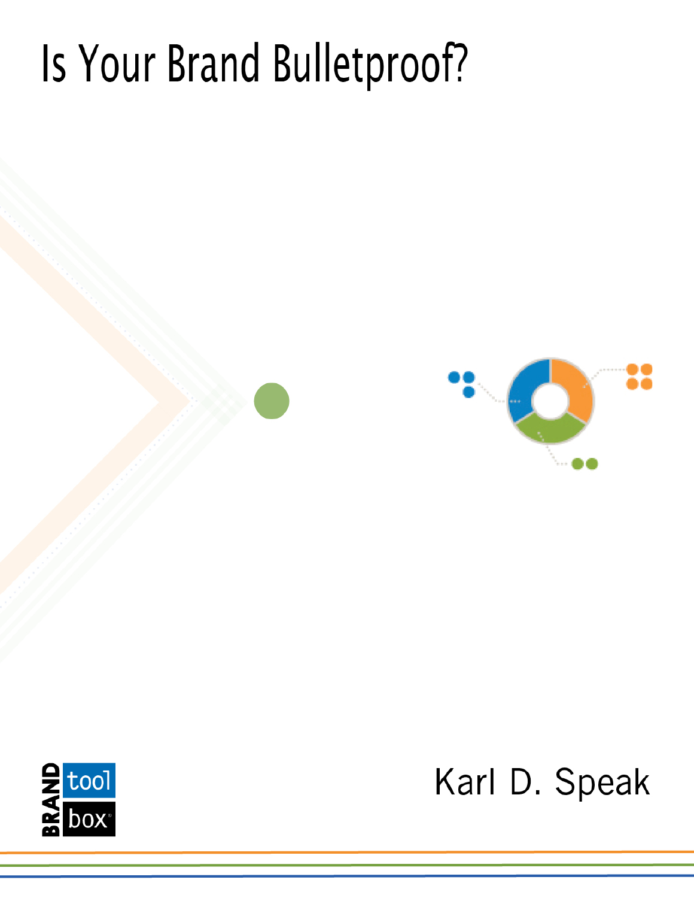# Is Your Brand Bulletproof?

BRAND tool box

Karl D. Speak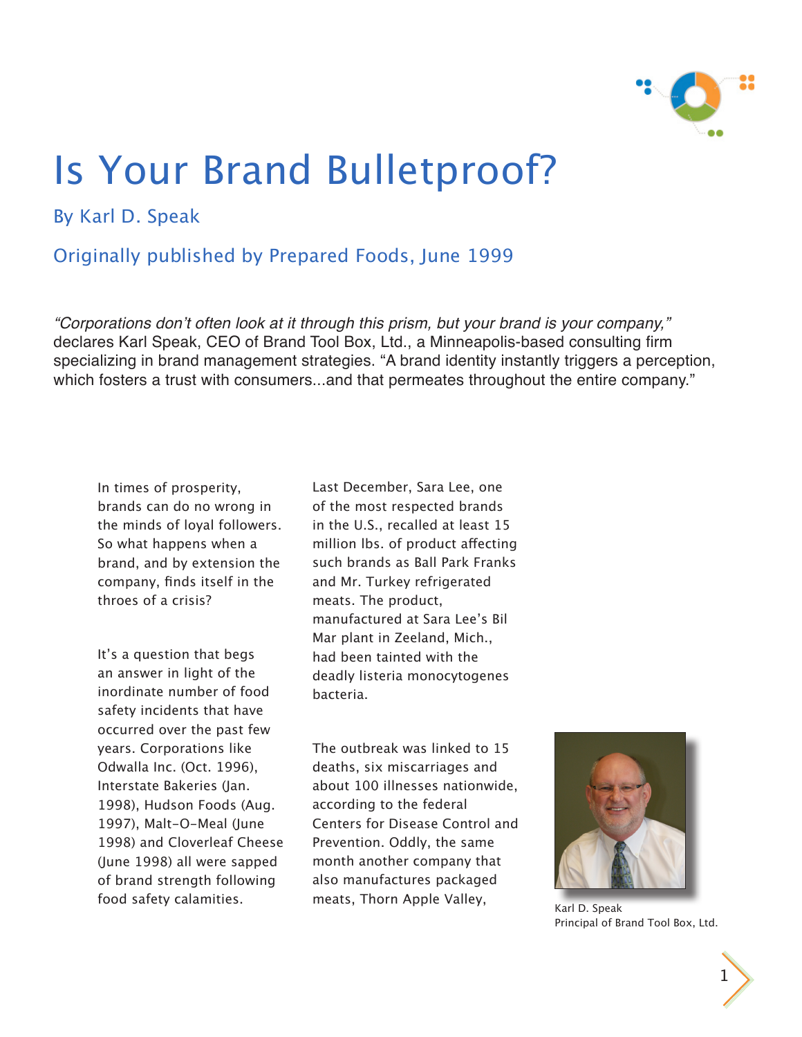# Is Your Brand Bulletproof?

By Karl D. Speak

Originally published by Prepared Foods, June 1999

*"Corporations don't often look at it through this prism, but your brand is your company,"* declares Karl Speak, CEO of Brand Tool Box, Ltd., a Minneapolis-based consulting firm specializing in brand management strategies. "A brand identity instantly triggers a perception, which fosters a trust with consumers...and that permeates throughout the entire company."

In times of prosperity, brands can do no wrong in the minds of loyal followers. So what happens when a brand, and by extension the company, finds itself in the throes of a crisis?

It's a question that begs an answer in light of the inordinate number of food safety incidents that have occurred over the past few years. Corporations like Odwalla Inc. (Oct. 1996), Interstate Bakeries (Jan. 1998), Hudson Foods (Aug. 1997), Malt-O-Meal (June 1998) and Cloverleaf Cheese (June 1998) all were sapped of brand strength following food safety calamities.

Last December, Sara Lee, one of the most respected brands in the U.S., recalled at least 15 million lbs. of product affecting such brands as Ball Park Franks and Mr. Turkey refrigerated meats. The product, manufactured at Sara Lee's Bil Mar plant in Zeeland, Mich., had been tainted with the deadly listeria monocytogenes bacteria.

The outbreak was linked to 15 deaths, six miscarriages and about 100 illnesses nationwide, according to the federal Centers for Disease Control and Prevention. Oddly, the same month another company that also manufactures packaged meats, Thorn Apple Valley,

Karl D. Speak
Principal of Brand Tool Box, Ltd.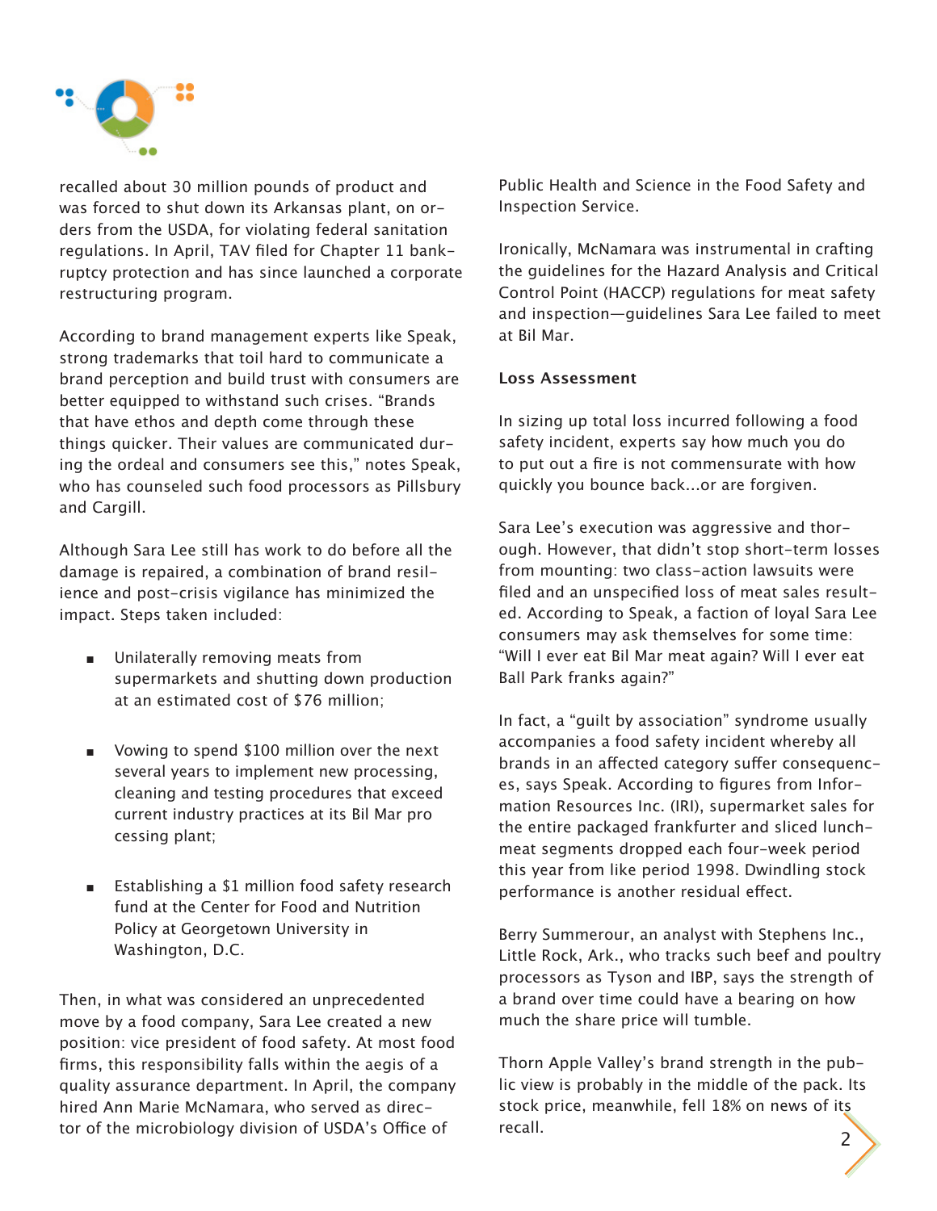recalled about 30 million pounds of product and was forced to shut down its Arkansas plant, on orders from the USDA, for violating federal sanitation regulations. In April, TAV filed for Chapter 11 bankruptcy protection and has since launched a corporate restructuring program.

According to brand management experts like Speak, strong trademarks that toil hard to communicate a brand perception and build trust with consumers are better equipped to withstand such crises. "Brands that have ethos and depth come through these things quicker. Their values are communicated during the ordeal and consumers see this," notes Speak, who has counseled such food processors as Pillsbury and Cargill.

Although Sara Lee still has work to do before all the damage is repaired, a combination of brand resilience and post-crisis vigilance has minimized the impact. Steps taken included:

- Unilaterally removing meats from supermarkets and shutting down production at an estimated cost of $76 million;
- Vowing to spend $100 million over the next several years to implement new processing, cleaning and testing procedures that exceed current industry practices at its Bil Mar processing plant;
- Establishing a $1 million food safety research fund at the Center for Food and Nutrition Policy at Georgetown University in Washington, D.C.

Then, in what was considered an unprecedented move by a food company, Sara Lee created a new position: vice president of food safety. At most food firms, this responsibility falls within the aegis of a quality assurance department. In April, the company hired Ann Marie McNamara, who served as director of the microbiology division of USDA's Office of Public Health and Science in the Food Safety and Inspection Service.

Ironically, McNamara was instrumental in crafting the guidelines for the Hazard Analysis and Critical Control Point (HACCP) regulations for meat safety and inspection—guidelines Sara Lee failed to meet at Bil Mar.

**Loss Assessment**

In sizing up total loss incurred following a food safety incident, experts say how much you do to put out a fire is not commensurate with how quickly you bounce back...or are forgiven.

Sara Lee's execution was aggressive and thorough. However, that didn't stop short-term losses from mounting: two class-action lawsuits were filed and an unspecified loss of meat sales resulted. According to Speak, a faction of loyal Sara Lee consumers may ask themselves for some time: "Will I ever eat Bil Mar meat again? Will I ever eat Ball Park franks again?"

In fact, a "guilt by association" syndrome usually accompanies a food safety incident whereby all brands in an affected category suffer consequences, says Speak. According to figures from Information Resources Inc. (IRI), supermarket sales for the entire packaged frankfurter and sliced lunchmeat segments dropped each four-week period this year from like period 1998. Dwindling stock performance is another residual effect.

Berry Summerour, an analyst with Stephens Inc., Little Rock, Ark., who tracks such beef and poultry processors as Tyson and IBP, says the strength of a brand over time could have a bearing on how much the share price will tumble.

Thorn Apple Valley's brand strength in the public view is probably in the middle of the pack. Its stock price, meanwhile, fell 18% on news of its recall.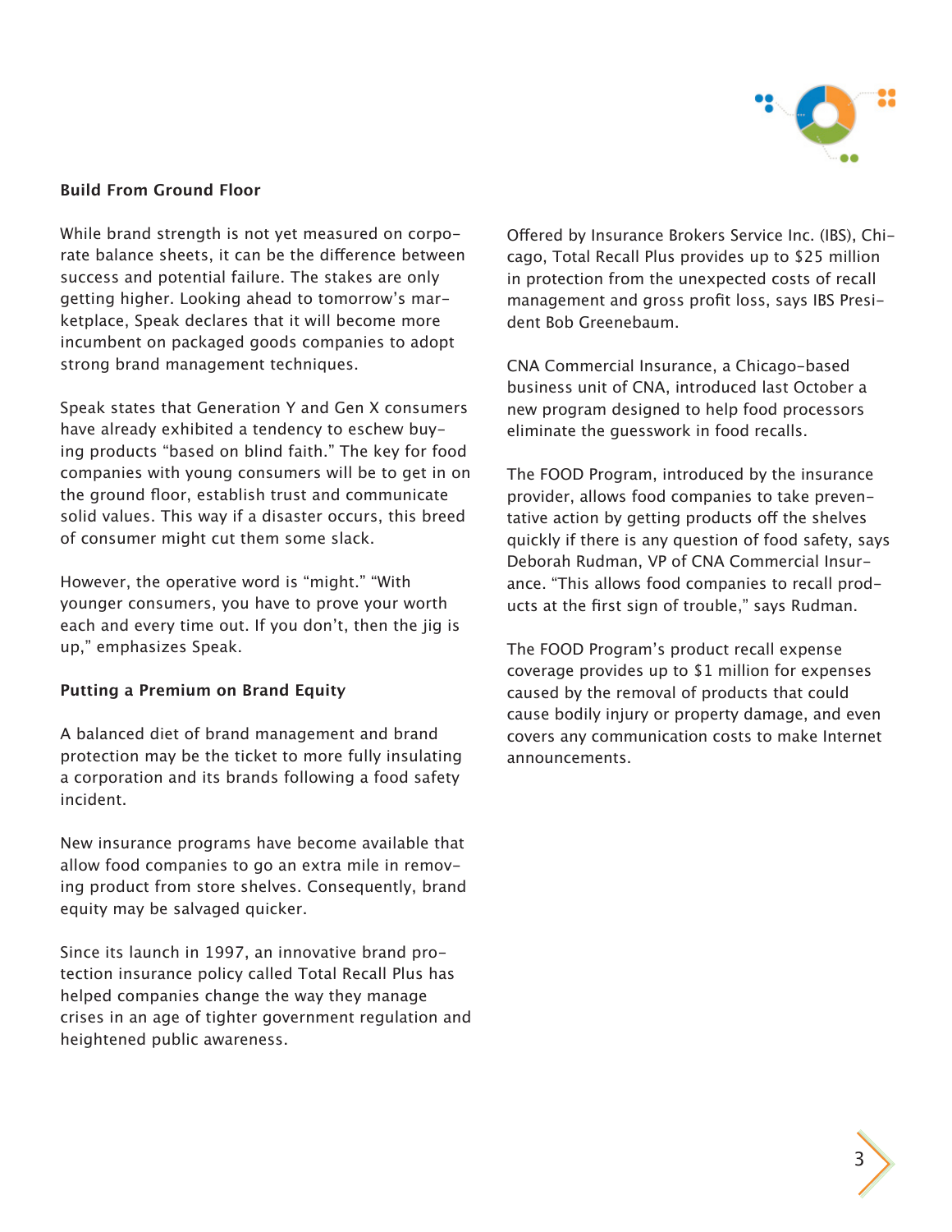**Build From Ground Floor**

While brand strength is not yet measured on corporate balance sheets, it can be the difference between success and potential failure. The stakes are only getting higher. Looking ahead to tomorrow's marketplace, Speak declares that it will become more incumbent on packaged goods companies to adopt strong brand management techniques.

Speak states that Generation Y and Gen X consumers have already exhibited a tendency to eschew buying products "based on blind faith." The key for food companies with young consumers will be to get in on the ground floor, establish trust and communicate solid values. This way if a disaster occurs, this breed of consumer might cut them some slack.

However, the operative word is "might." "With younger consumers, you have to prove your worth each and every time out. If you don't, then the jig is up," emphasizes Speak.

**Putting a Premium on Brand Equity**

A balanced diet of brand management and brand protection may be the ticket to more fully insulating a corporation and its brands following a food safety incident.

New insurance programs have become available that allow food companies to go an extra mile in removing product from store shelves. Consequently, brand equity may be salvaged quicker.

Since its launch in 1997, an innovative brand protection insurance policy called Total Recall Plus has helped companies change the way they manage crises in an age of tighter government regulation and heightened public awareness.

Offered by Insurance Brokers Service Inc. (IBS), Chicago, Total Recall Plus provides up to $25 million in protection from the unexpected costs of recall management and gross profit loss, says IBS President Bob Greenebaum.

CNA Commercial Insurance, a Chicago-based business unit of CNA, introduced last October a new program designed to help food processors eliminate the guesswork in food recalls.

The FOOD Program, introduced by the insurance provider, allows food companies to take preventative action by getting products off the shelves quickly if there is any question of food safety, says Deborah Rudman, VP of CNA Commercial Insurance. "This allows food companies to recall products at the first sign of trouble," says Rudman.

The FOOD Program's product recall expense coverage provides up to $1 million for expenses caused by the removal of products that could cause bodily injury or property damage, and even covers any communication costs to make Internet announcements.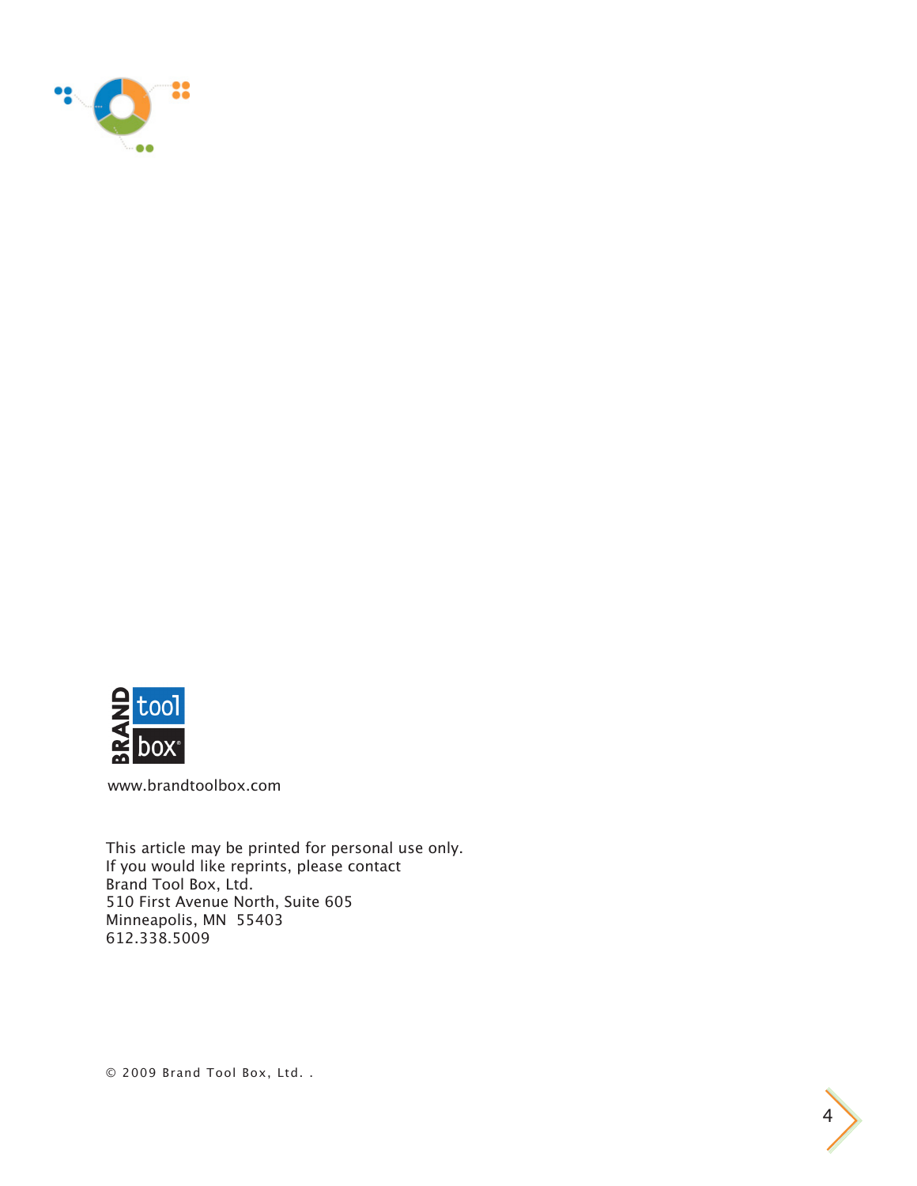BRAND tool box®

www.brandtoolbox.com

This article may be printed for personal use only.
If you would like reprints, please contact
Brand Tool Box, Ltd.
510 First Avenue North, Suite 605
Minneapolis, MN 55403
612.338.5009

© 2009 Brand Tool Box, Ltd. .